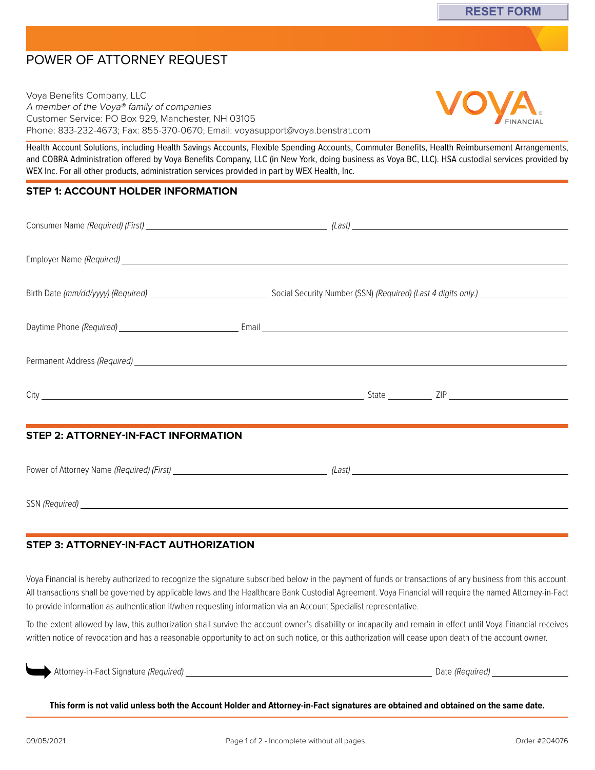# POWER OF ATTORNEY REQUEST

Voya Benefits Company, LLC
*A member of the Voya® family of companies*
Customer Service: PO Box 929, Manchester, NH 03105
Phone: 833-232-4673; Fax: 855-370-0670; Email: voyasupport@voya.benstrat.com

Health Account Solutions, including Health Savings Accounts, Flexible Spending Accounts, Commuter Benefits, Health Reimbursement Arrangements, and COBRA Administration offered by Voya Benefits Company, LLC (in New York, doing business as Voya BC, LLC). HSA custodial services provided by WEX Inc. For all other products, administration services provided in part by WEX Health, Inc.

## STEP 1: ACCOUNT HOLDER INFORMATION

Consumer Name *(Required) (First)* ______________________ *(Last)* ______________________

Employer Name *(Required)* ______________________

Birth Date *(mm/dd/yyyy) (Required)* ______________ Social Security Number (SSN) *(Required) (Last 4 digits only.)* ______________

Daytime Phone *(Required)* ______________ Email ______________________

Permanent Address *(Required)* ______________________

City ______________________ State ________ ZIP ______________

## STEP 2: ATTORNEY-IN-FACT INFORMATION

Power of Attorney Name *(Required) (First)* ______________________ *(Last)* ______________________

SSN *(Required)* ______________________

## STEP 3: ATTORNEY-IN-FACT AUTHORIZATION

Voya Financial is hereby authorized to recognize the signature subscribed below in the payment of funds or transactions of any business from this account. All transactions shall be governed by applicable laws and the Healthcare Bank Custodial Agreement. Voya Financial will require the named Attorney-in-Fact to provide information as authentication if/when requesting information via an Account Specialist representative.

To the extent allowed by law, this authorization shall survive the account owner's disability or incapacity and remain in effect until Voya Financial receives written notice of revocation and has a reasonable opportunity to act on such notice, or this authorization will cease upon death of the account owner.

Attorney-in-Fact Signature *(Required)* ______________________ Date *(Required)* ______________

**This form is not valid unless both the Account Holder and Attorney-in-Fact signatures are obtained and obtained on the same date.**

09/05/2021 Order #204076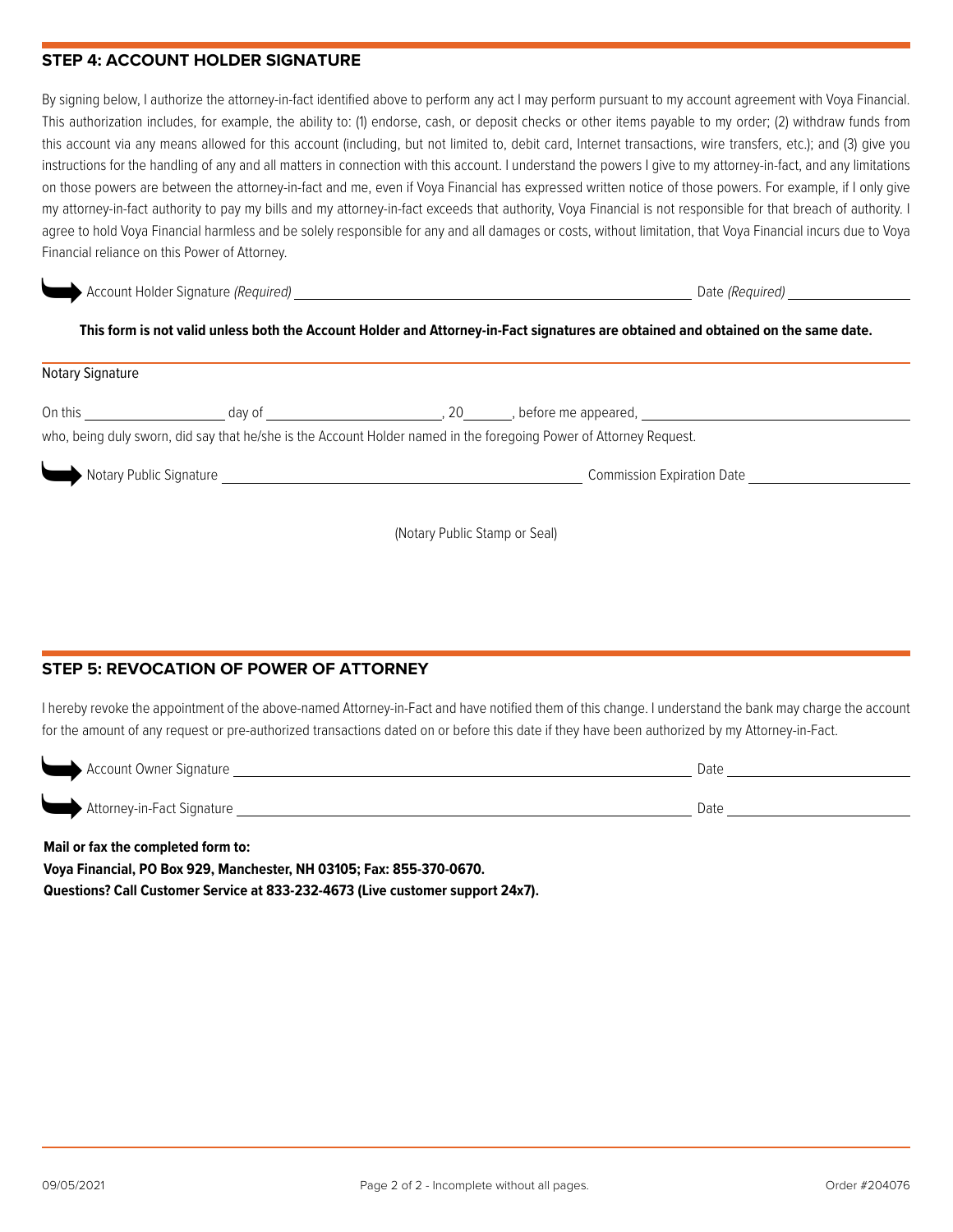## STEP 4: ACCOUNT HOLDER SIGNATURE

By signing below, I authorize the attorney-in-fact identified above to perform any act I may perform pursuant to my account agreement with Voya Financial. This authorization includes, for example, the ability to: (1) endorse, cash, or deposit checks or other items payable to my order; (2) withdraw funds from this account via any means allowed for this account (including, but not limited to, debit card, Internet transactions, wire transfers, etc.); and (3) give you instructions for the handling of any and all matters in connection with this account. I understand the powers I give to my attorney-in-fact, and any limitations on those powers are between the attorney-in-fact and me, even if Voya Financial has expressed written notice of those powers. For example, if I only give my attorney-in-fact authority to pay my bills and my attorney-in-fact exceeds that authority, Voya Financial is not responsible for that breach of authority. I agree to hold Voya Financial harmless and be solely responsible for any and all damages or costs, without limitation, that Voya Financial incurs due to Voya Financial reliance on this Power of Attorney.

Account Holder Signature *(Required)* ______________________________ Date *(Required)* ______________

**This form is not valid unless both the Account Holder and Attorney-in-Fact signatures are obtained and obtained on the same date.**

Notary Signature

On this ______________ day of ____________________, 20______, before me appeared, ______________________________

who, being duly sworn, did say that he/she is the Account Holder named in the foregoing Power of Attorney Request.

Notary Public Signature ______________________________ Commission Expiration Date ______________

(Notary Public Stamp or Seal)

## STEP 5: REVOCATION OF POWER OF ATTORNEY

I hereby revoke the appointment of the above-named Attorney-in-Fact and have notified them of this change. I understand the bank may charge the account for the amount of any request or pre-authorized transactions dated on or before this date if they have been authorized by my Attorney-in-Fact.

Account Owner Signature ______________________________ Date ______________

Attorney-in-Fact Signature ______________________________ Date ______________

**Mail or fax the completed form to:**

**Voya Financial, PO Box 929, Manchester, NH 03105; Fax: 855-370-0670.**

**Questions? Call Customer Service at 833-232-4673 (Live customer support 24x7).**

09/05/2021 Order #204076